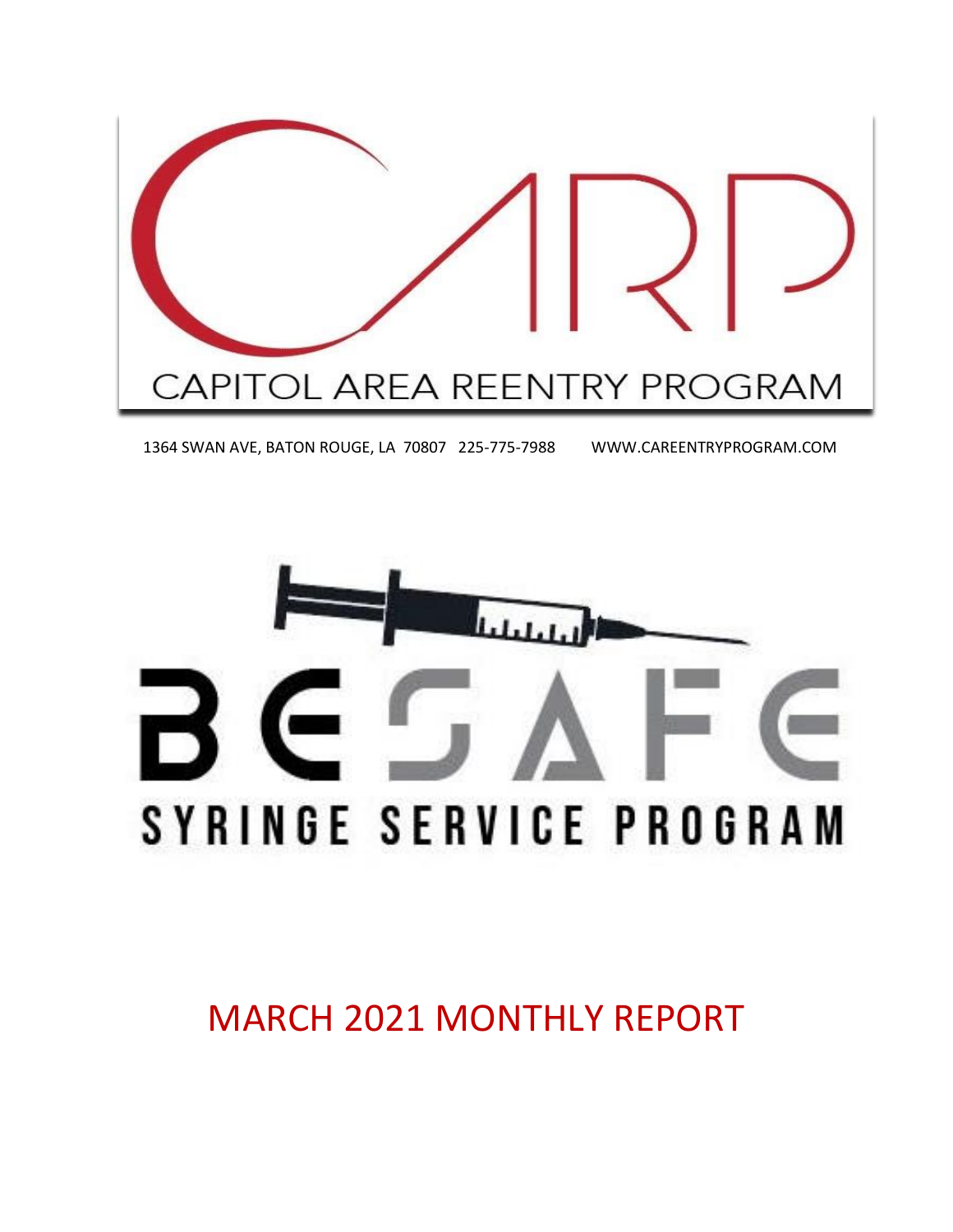# CARP

CAPITOL AREA REENTRY PROGRAM

1364 SWAN AVE, BATON ROUGE, LA 70807 225-775-7988 WWW.CAREENTRYPROGRAM.COM

# BE SAFE

## SYRINGE SERVICE PROGRAM

# MARCH 2021 MONTHLY REPORT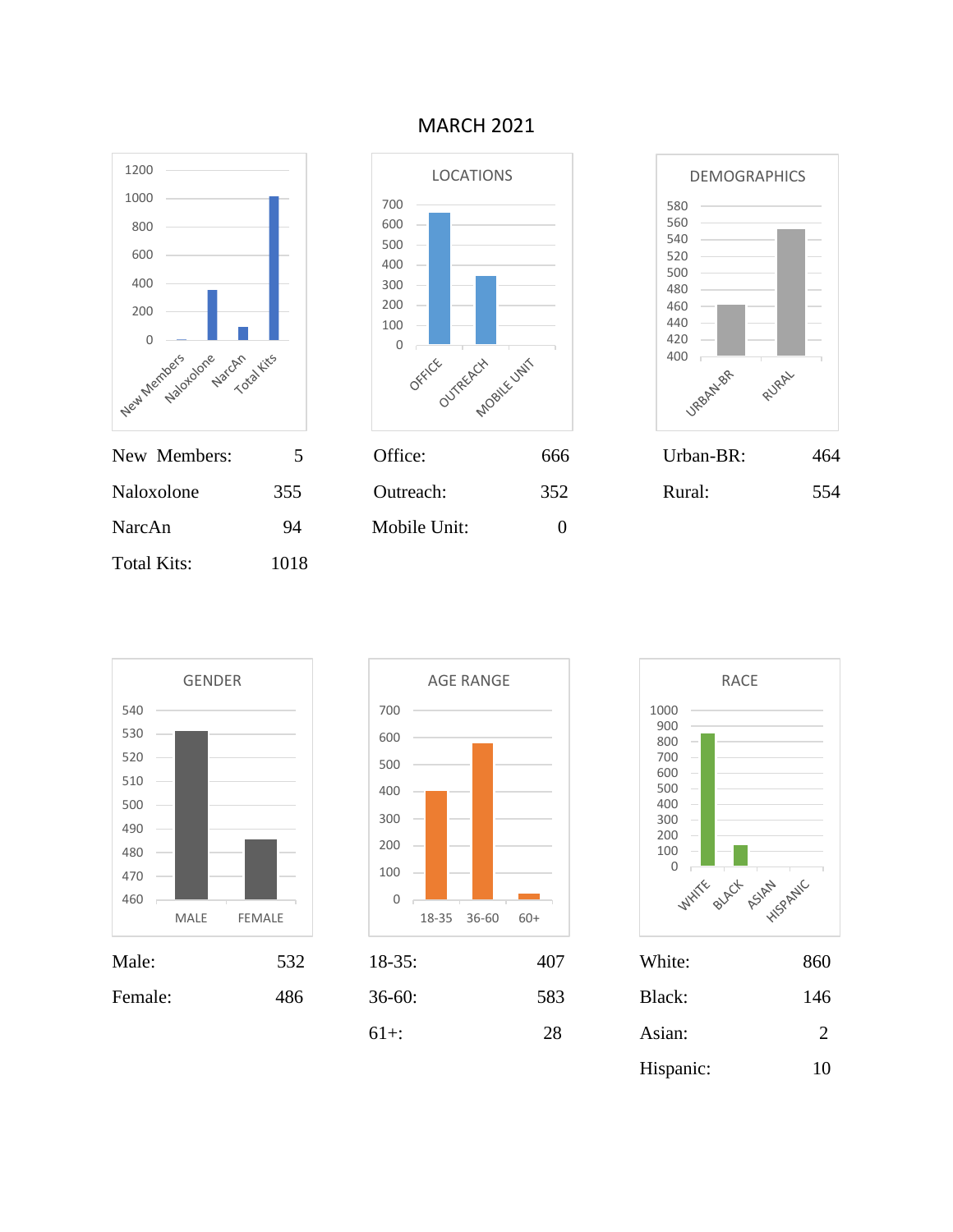# MARCH 2021

| | |
|---|---|
| New Members: | 5 |
| Naloxolone | 355 |
| NarcAn | 94 |
| Total Kits: | 1018 |

**LOCATIONS**

| | |
|---|---|
| Office: | 666 |
| Outreach: | 352 |
| Mobile Unit: | 0 |

**DEMOGRAPHICS**

| | |
|---|---|
| Urban-BR: | 464 |
| Rural: | 554 |

**GENDER**

| | |
|---|---|
| Male: | 532 |
| Female: | 486 |

**AGE RANGE**

| | |
|---|---|
| 18-35: | 407 |
| 36-60: | 583 |
| 61+: | 28 |

**RACE**

| | |
|---|---|
| White: | 860 |
| Black: | 146 |
| Asian: | 2 |
| Hispanic: | 10 |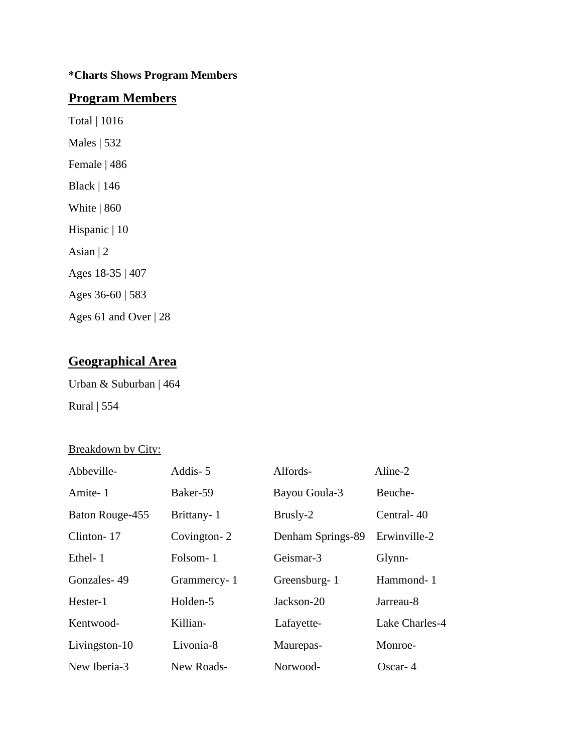**\*Charts Shows Program Members**

## Program Members

Total | 1016

Males | 532

Female | 486

Black | 146

White | 860

Hispanic | 10

Asian | 2

Ages 18-35 | 407

Ages 36-60 | 583

Ages 61 and Over | 28

## Geographical Area

Urban & Suburban | 464

Rural | 554

Breakdown by City:

| | | | |
|---|---|---|---|
| Abbeville- | Addis- 5 | Alfords- | Aline-2 |
| Amite- 1 | Baker-59 | Bayou Goula-3 | Beuche- |
| Baton Rouge-455 | Brittany- 1 | Brusly-2 | Central- 40 |
| Clinton- 17 | Covington- 2 | Denham Springs-89 | Erwinville-2 |
| Ethel- 1 | Folsom- 1 | Geismar-3 | Glynn- |
| Gonzales- 49 | Grammercy- 1 | Greensburg- 1 | Hammond- 1 |
| Hester-1 | Holden-5 | Jackson-20 | Jarreau-8 |
| Kentwood- | Killian- | Lafayette- | Lake Charles-4 |
| Livingston-10 | Livonia-8 | Maurepas- | Monroe- |
| New Iberia-3 | New Roads- | Norwood- | Oscar- 4 |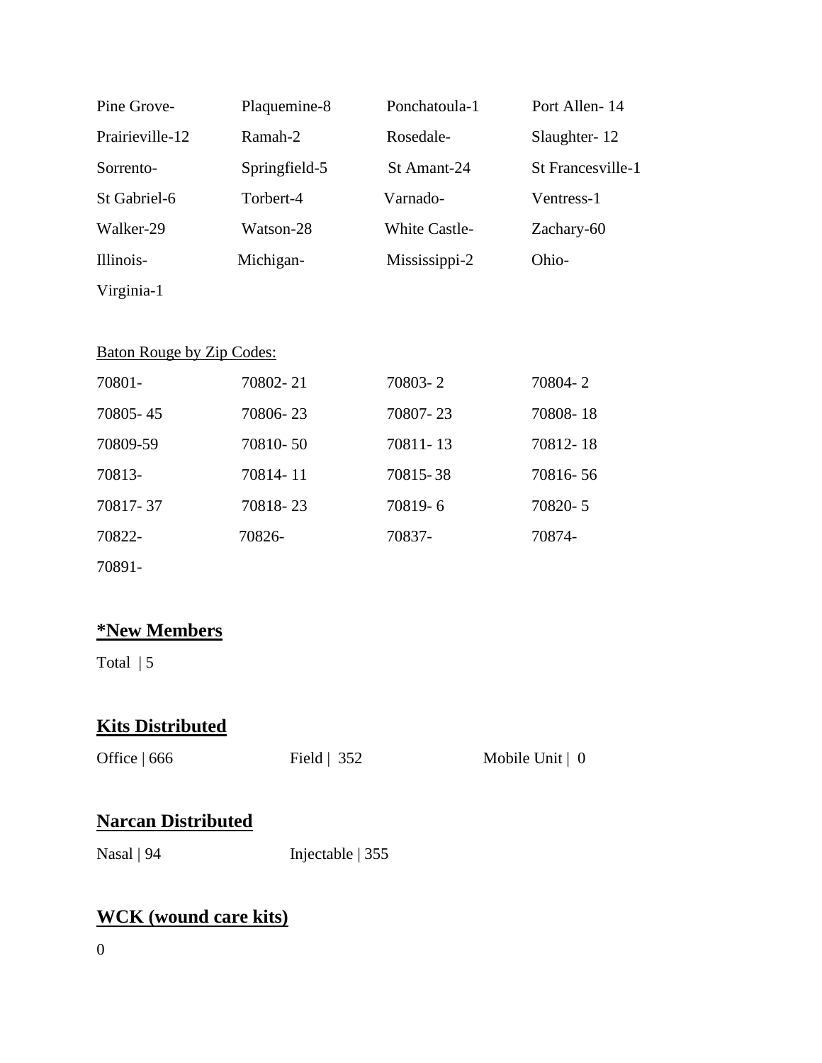| | | | |
|---|---|---|---|
| Pine Grove- | Plaquemine-8 | Ponchatoula-1 | Port Allen- 14 |
| Prairieville-12 | Ramah-2 | Rosedale- | Slaughter- 12 |
| Sorrento- | Springfield-5 | St Amant-24 | St Francesville-1 |
| St Gabriel-6 | Torbert-4 | Varnado- | Ventress-1 |
| Walker-29 | Watson-28 | White Castle- | Zachary-60 |
| Illinois- | Michigan- | Mississippi-2 | Ohio- |
| Virginia-1 | | | |

<u>Baton Rouge by Zip Codes:</u>

| | | | |
|---|---|---|---|
| 70801- | 70802- 21 | 70803- 2 | 70804- 2 |
| 70805- 45 | 70806- 23 | 70807- 23 | 70808- 18 |
| 70809-59 | 70810- 50 | 70811- 13 | 70812- 18 |
| 70813- | 70814- 11 | 70815- 38 | 70816- 56 |
| 70817- 37 | 70818- 23 | 70819- 6 | 70820- 5 |
| 70822- | 70826- | 70837- | 70874- |
| 70891- | | | |

## *New Members

Total | 5

## Kits Distributed

Office | 666    Field | 352    Mobile Unit | 0

## Narcan Distributed

Nasal | 94    Injectable | 355

## WCK (wound care kits)

0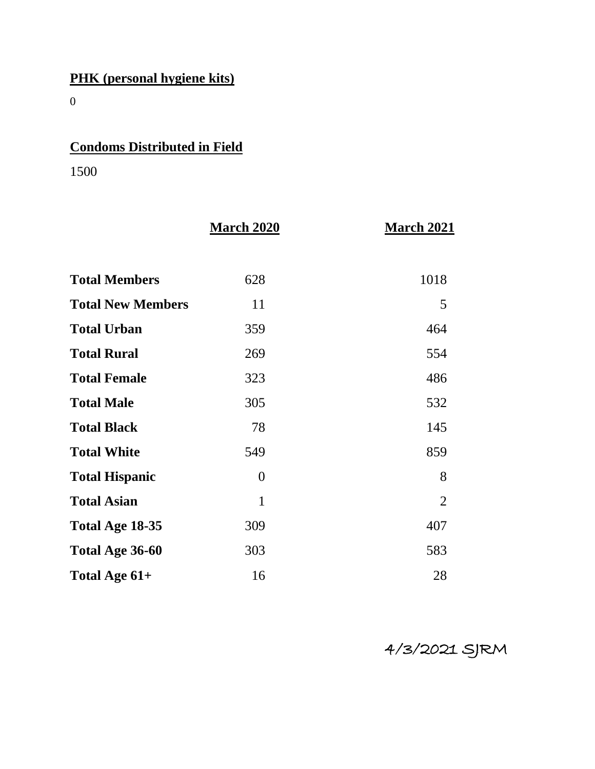**PHK (personal hygiene kits)**

0

**Condoms Distributed in Field**

1500

| | March 2020 | March 2021 |
|---|---|---|
| **Total Members** | 628 | 1018 |
| **Total New Members** | 11 | 5 |
| **Total Urban** | 359 | 464 |
| **Total Rural** | 269 | 554 |
| **Total Female** | 323 | 486 |
| **Total Male** | 305 | 532 |
| **Total Black** | 78 | 145 |
| **Total White** | 549 | 859 |
| **Total Hispanic** | 0 | 8 |
| **Total Asian** | 1 | 2 |
| **Total Age 18-35** | 309 | 407 |
| **Total Age 36-60** | 303 | 583 |
| **Total Age 61+** | 16 | 28 |

4/3/2021 SJRM